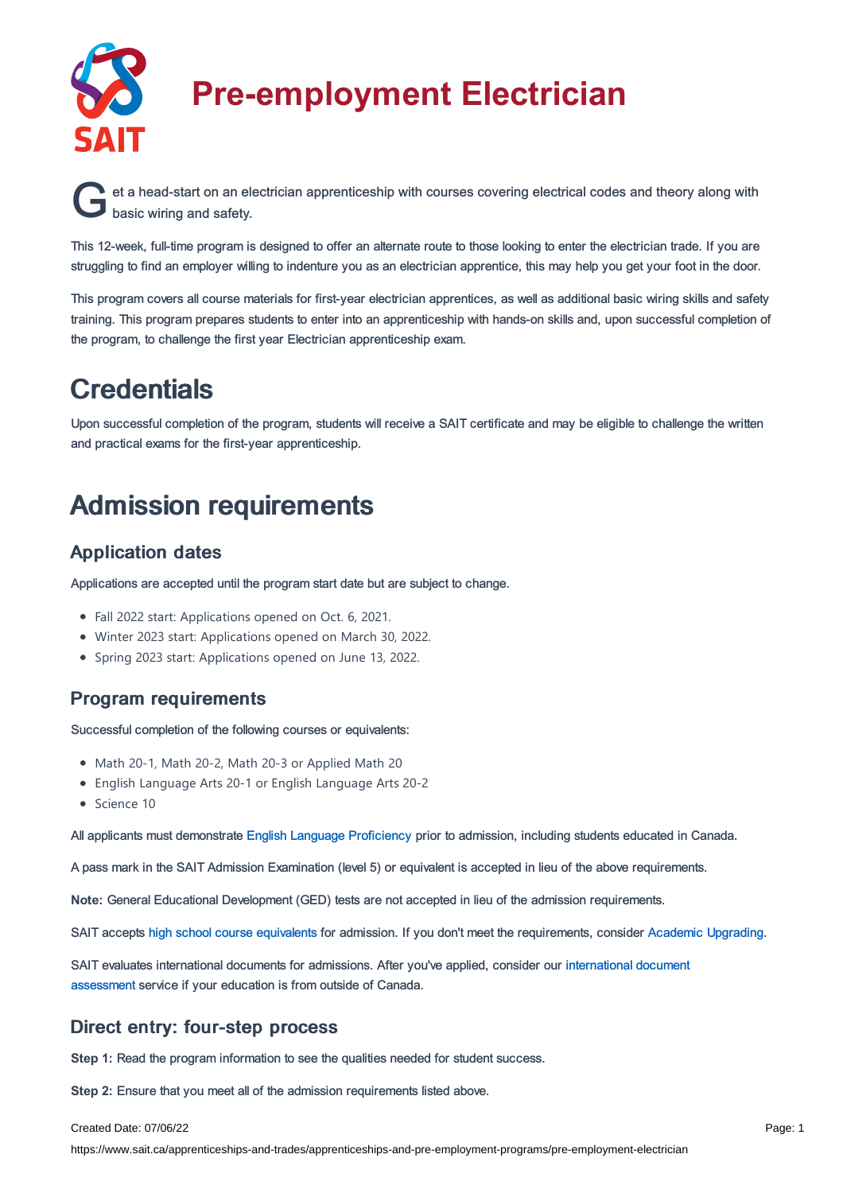# Pre-employment Electrician

Get a head-start on an electrician apprenticeship with courses covering electrical codes and theory along with basic wiring and safety.

This 12-week, full-time program is designed to offer an alternate route to those looking to enter the electrician trade. If you are struggling to find an employer willing to indenture you as an electrician apprentice, this may help you get your foot in the door.

This program covers all course materials for first-year electrician apprentices, as well as additional basic wiring skills and safety training. This program prepares students to enter into an apprenticeship with hands-on skills and, upon successful completion of the program, to challenge the first year Electrician apprenticeship exam.

## Credentials

Upon successful completion of the program, students will receive a SAIT certificate and may be eligible to challenge the written and practical exams for the first-year apprenticeship.

## Admission requirements

### Application dates

Applications are accepted until the program start date but are subject to change.

- Fall 2022 start: Applications opened on Oct. 6, 2021.
- Winter 2023 start: Applications opened on March 30, 2022.
- Spring 2023 start: Applications opened on June 13, 2022.

### Program requirements

Successful completion of the following courses or equivalents:

- Math 20-1, Math 20-2, Math 20-3 or Applied Math 20
- English Language Arts 20-1 or English Language Arts 20-2
- Science 10

All applicants must demonstrate English Language Proficiency prior to admission, including students educated in Canada.

A pass mark in the SAIT Admission Examination (level 5) or equivalent is accepted in lieu of the above requirements.

**Note:** General Educational Development (GED) tests are not accepted in lieu of the admission requirements.

SAIT accepts high school course equivalents for admission. If you don't meet the requirements, consider Academic Upgrading.

SAIT evaluates international documents for admissions. After you've applied, consider our international document assessment service if your education is from outside of Canada.

### Direct entry: four-step process

**Step 1:** Read the program information to see the qualities needed for student success.

**Step 2:** Ensure that you meet all of the admission requirements listed above.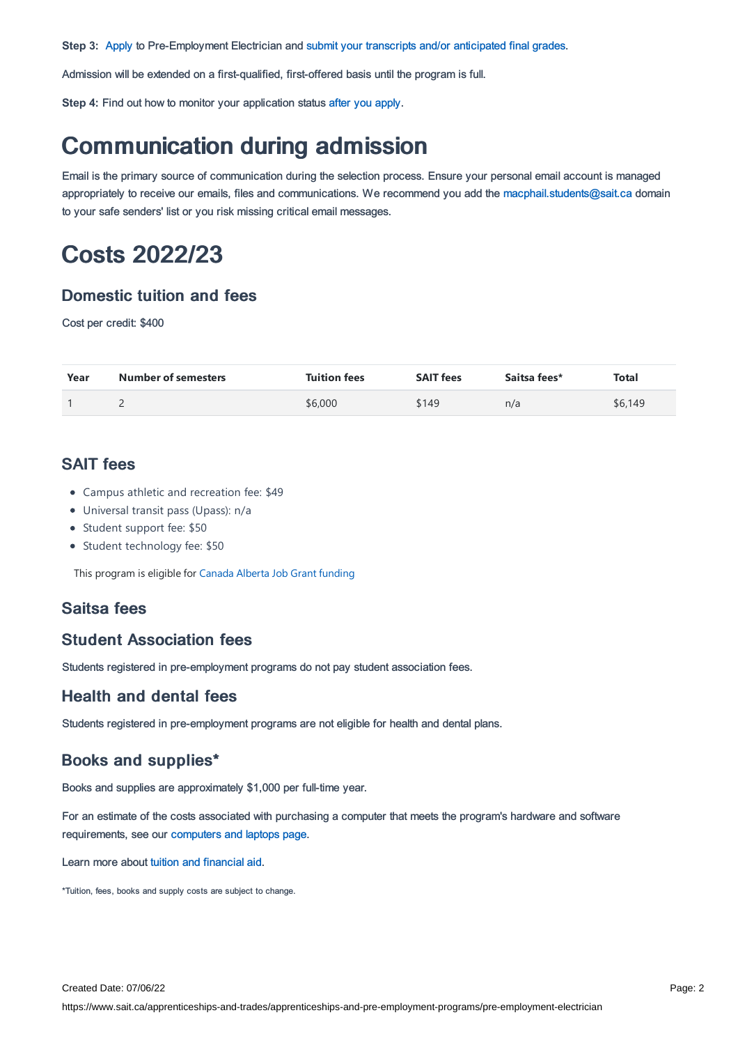**Step 3:** Apply to Pre-Employment Electrician and submit your transcripts and/or anticipated final grades.

Admission will be extended on a first-qualified, first-offered basis until the program is full.

**Step 4:** Find out how to monitor your application status after you apply.

# Communication during admission

Email is the primary source of communication during the selection process. Ensure your personal email account is managed appropriately to receive our emails, files and communications. We recommend you add the macphail.students@sait.ca domain to your safe senders' list or you risk missing critical email messages.

# Costs 2022/23

## Domestic tuition and fees

Cost per credit: $400

| Year | Number of semesters | Tuition fees | SAIT fees | Saitsa fees* | Total |
|---|---|---|---|---|---|
| 1 | 2 | $6,000 | $149 | n/a | $6,149 |

## SAIT fees

- Campus athletic and recreation fee: $49
- Universal transit pass (Upass): n/a
- Student support fee: $50
- Student technology fee: $50

This program is eligible for Canada Alberta Job Grant funding

## Saitsa fees

## Student Association fees

Students registered in pre-employment programs do not pay student association fees.

## Health and dental fees

Students registered in pre-employment programs are not eligible for health and dental plans.

## Books and supplies*

Books and supplies are approximately $1,000 per full-time year.

For an estimate of the costs associated with purchasing a computer that meets the program's hardware and software requirements, see our computers and laptops page.

Learn more about tuition and financial aid.

*Tuition, fees, books and supply costs are subject to change.